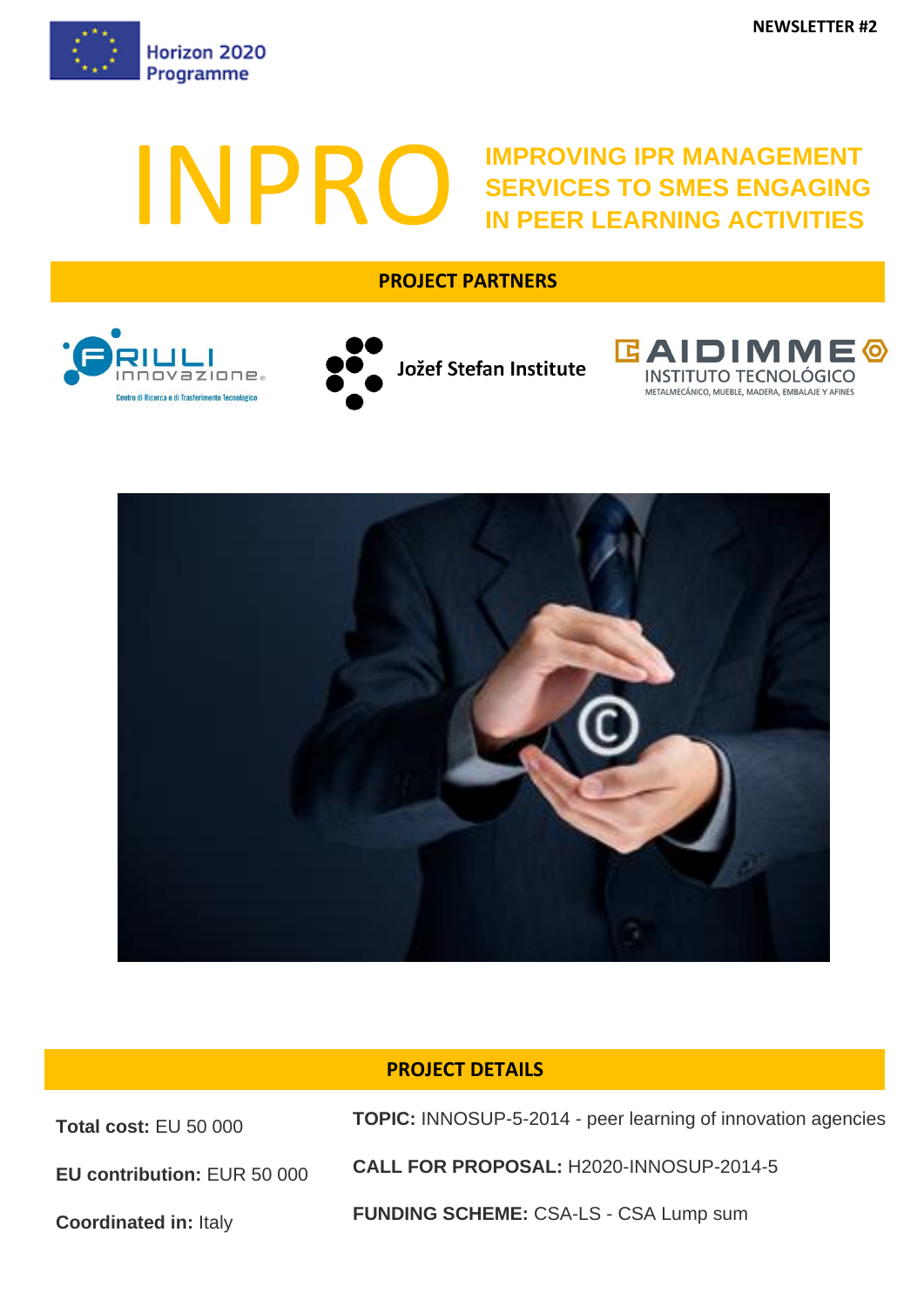Horizon 2020 Programme

NEWSLETTER #2

# INPRO

## IMPROVING IPR MANAGEMENT SERVICES TO SMES ENGAGING IN PEER LEARNING ACTIVITIES

## PROJECT PARTNERS

Friuli Innovazione – Centro di Ricerca e di Trasferimento Tecnologico

Jožef Stefan Institute

AIDIMME Instituto Tecnológico – Metalmecánico, Mueble, Madera, Embalaje y Afines

## PROJECT DETAILS

**Total cost:** EU 50 000

**EU contribution:** EUR 50 000

**Coordinated in:** Italy

**TOPIC:** INNOSUP-5-2014 - peer learning of innovation agencies

**CALL FOR PROPOSAL:** H2020-INNOSUP-2014-5

**FUNDING SCHEME:** CSA-LS - CSA Lump sum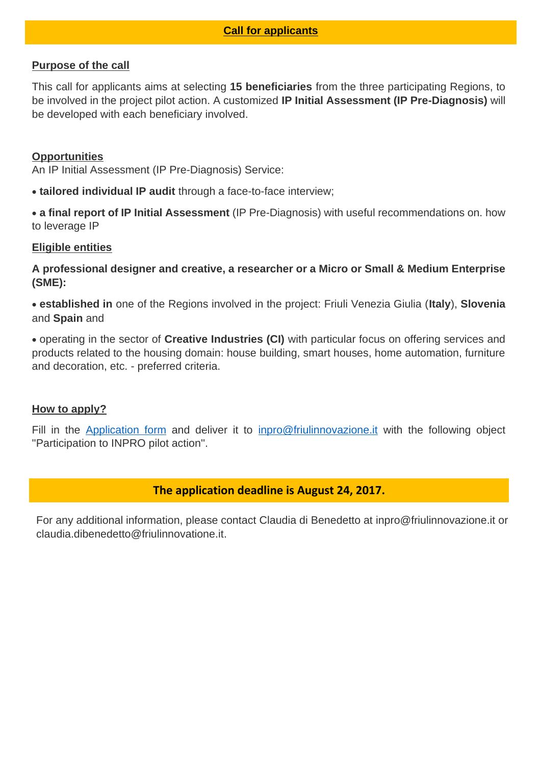## Call for applicants

### Purpose of the call

This call for applicants aims at selecting **15 beneficiaries** from the three participating Regions, to be involved in the project pilot action. A customized **IP Initial Assessment (IP Pre-Diagnosis)** will be developed with each beneficiary involved.

### Opportunities

An IP Initial Assessment (IP Pre-Diagnosis) Service:

- **tailored individual IP audit** through a face-to-face interview;
- **a final report of IP Initial Assessment** (IP Pre-Diagnosis) with useful recommendations on. how to leverage IP

### Eligible entities

**A professional designer and creative, a researcher or a Micro or Small & Medium Enterprise (SME):**

- **established in** one of the Regions involved in the project: Friuli Venezia Giulia (**Italy**), **Slovenia** and **Spain** and
- operating in the sector of **Creative Industries (CI)** with particular focus on offering services and products related to the housing domain: house building, smart houses, home automation, furniture and decoration, etc. - preferred criteria.

### How to apply?

Fill in the Application form and deliver it to inpro@friulinnovazione.it with the following object "Participation to INPRO pilot action".

**The application deadline is August 24, 2017.**

For any additional information, please contact Claudia di Benedetto at inpro@friulinnovazione.it or claudia.dibenedetto@friulinnovatione.it.